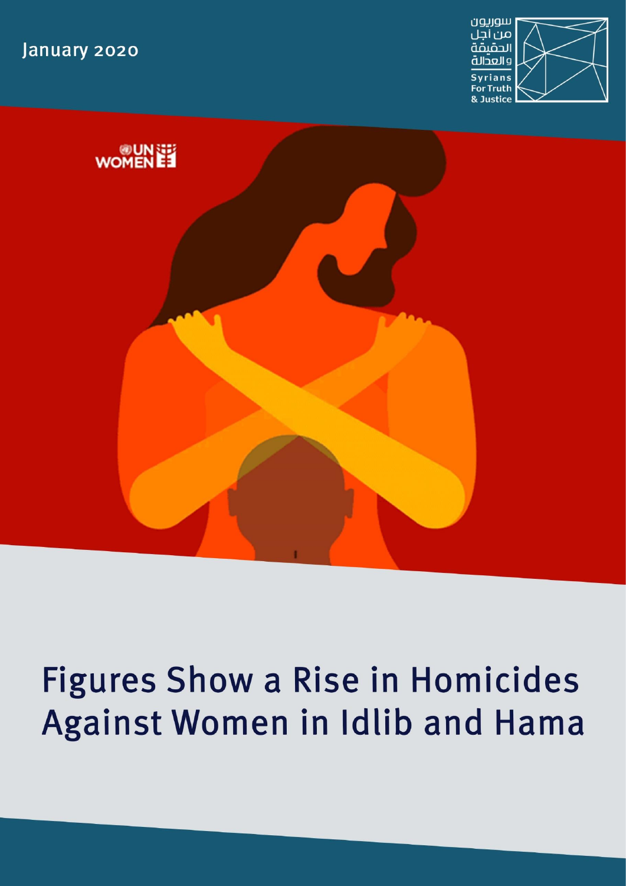January 2020

سوريون من أجل الحقيقة والعدالة

Syrians For Truth & Justice

UN WOMEN

# Figures Show a Rise in Homicides Against Women in Idlib and Hama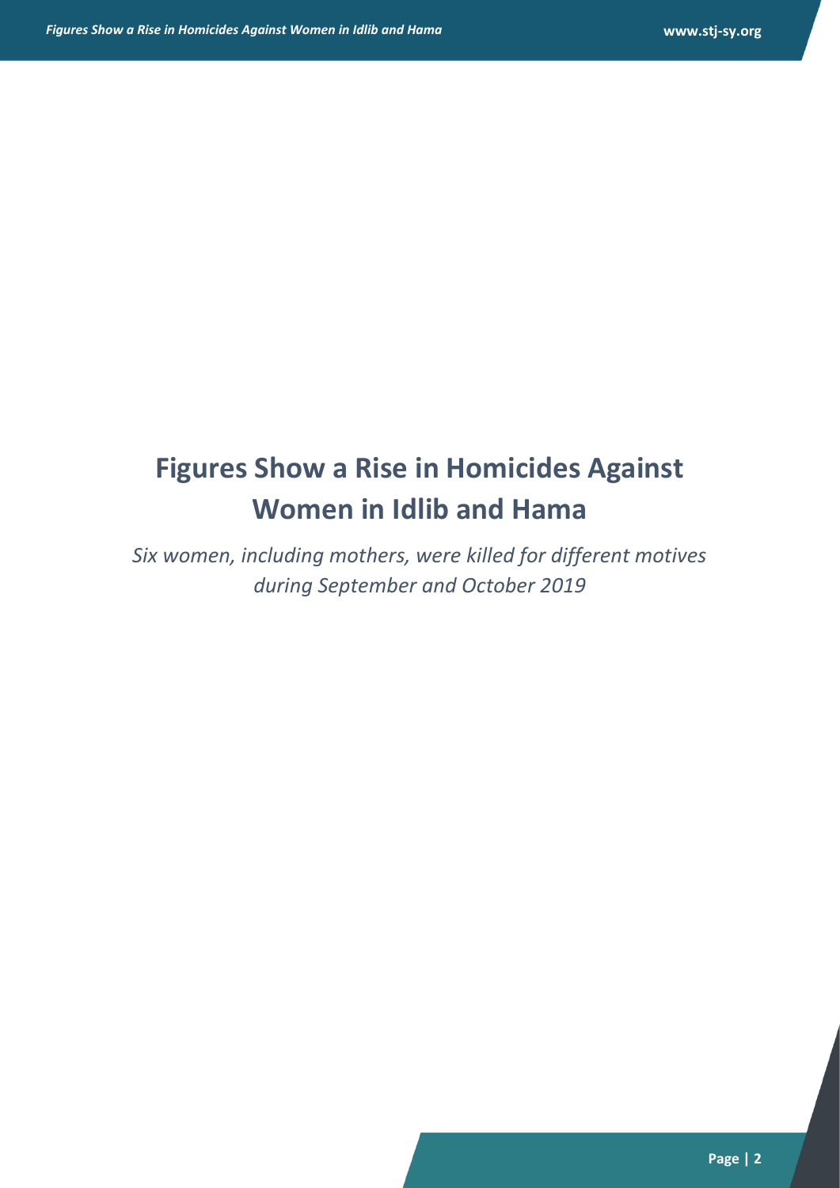# Figures Show a Rise in Homicides Against Women in Idlib and Hama

*Six women, including mothers, were killed for different motives during September and October 2019*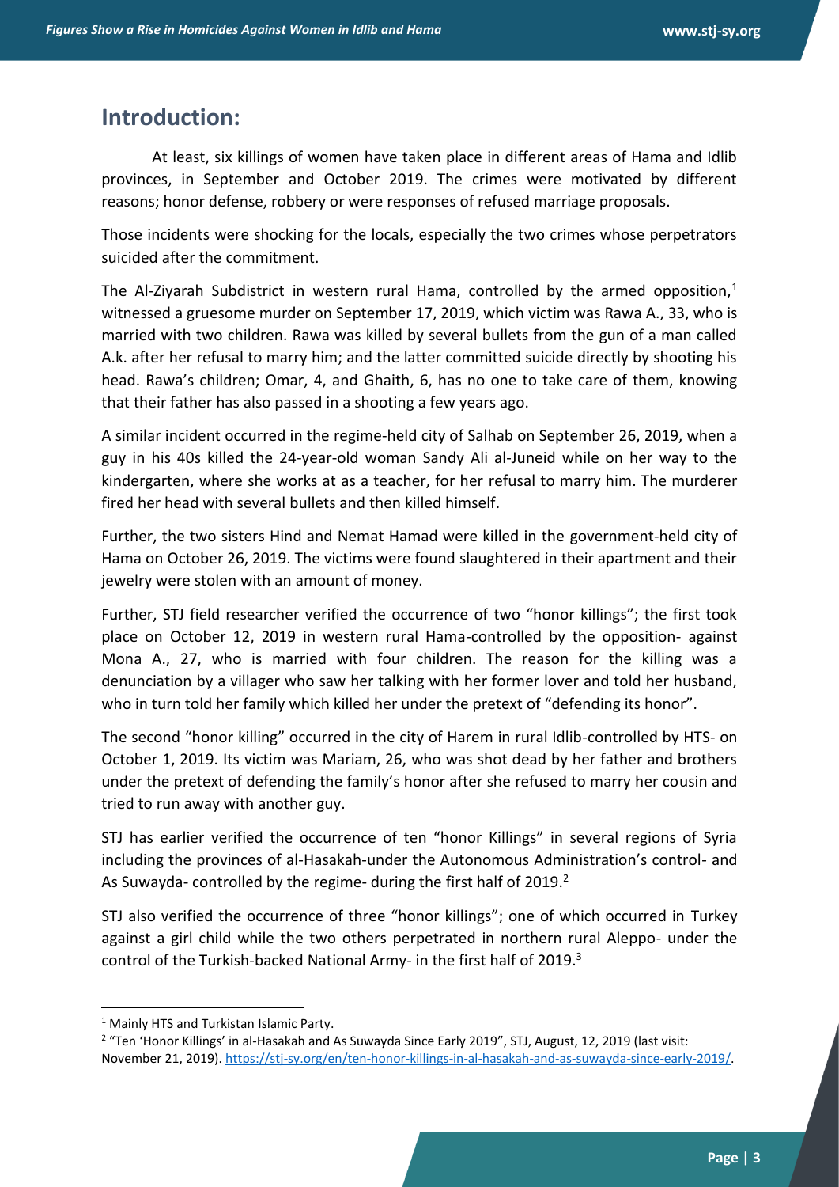## Introduction:

At least, six killings of women have taken place in different areas of Hama and Idlib provinces, in September and October 2019. The crimes were motivated by different reasons; honor defense, robbery or were responses of refused marriage proposals.

Those incidents were shocking for the locals, especially the two crimes whose perpetrators suicided after the commitment.

The Al-Ziyarah Subdistrict in western rural Hama, controlled by the armed opposition,[1] witnessed a gruesome murder on September 17, 2019, which victim was Rawa A., 33, who is married with two children. Rawa was killed by several bullets from the gun of a man called A.k. after her refusal to marry him; and the latter committed suicide directly by shooting his head. Rawa's children; Omar, 4, and Ghaith, 6, has no one to take care of them, knowing that their father has also passed in a shooting a few years ago.

A similar incident occurred in the regime-held city of Salhab on September 26, 2019, when a guy in his 40s killed the 24-year-old woman Sandy Ali al-Juneid while on her way to the kindergarten, where she works at as a teacher, for her refusal to marry him. The murderer fired her head with several bullets and then killed himself.

Further, the two sisters Hind and Nemat Hamad were killed in the government-held city of Hama on October 26, 2019. The victims were found slaughtered in their apartment and their jewelry were stolen with an amount of money.

Further, STJ field researcher verified the occurrence of two "honor killings"; the first took place on October 12, 2019 in western rural Hama-controlled by the opposition- against Mona A., 27, who is married with four children. The reason for the killing was a denunciation by a villager who saw her talking with her former lover and told her husband, who in turn told her family which killed her under the pretext of "defending its honor".

The second "honor killing" occurred in the city of Harem in rural Idlib-controlled by HTS- on October 1, 2019. Its victim was Mariam, 26, who was shot dead by her father and brothers under the pretext of defending the family's honor after she refused to marry her cousin and tried to run away with another guy.

STJ has earlier verified the occurrence of ten "honor Killings" in several regions of Syria including the provinces of al-Hasakah-under the Autonomous Administration's control- and As Suwayda- controlled by the regime- during the first half of 2019.[2]

STJ also verified the occurrence of three "honor killings"; one of which occurred in Turkey against a girl child while the two others perpetrated in northern rural Aleppo- under the control of the Turkish-backed National Army- in the first half of 2019.[3]

---

[1] Mainly HTS and Turkistan Islamic Party.

[2] "Ten 'Honor Killings' in al-Hasakah and As Suwayda Since Early 2019", STJ, August, 12, 2019 (last visit: November 21, 2019). https://stj-sy.org/en/ten-honor-killings-in-al-hasakah-and-as-suwayda-since-early-2019/.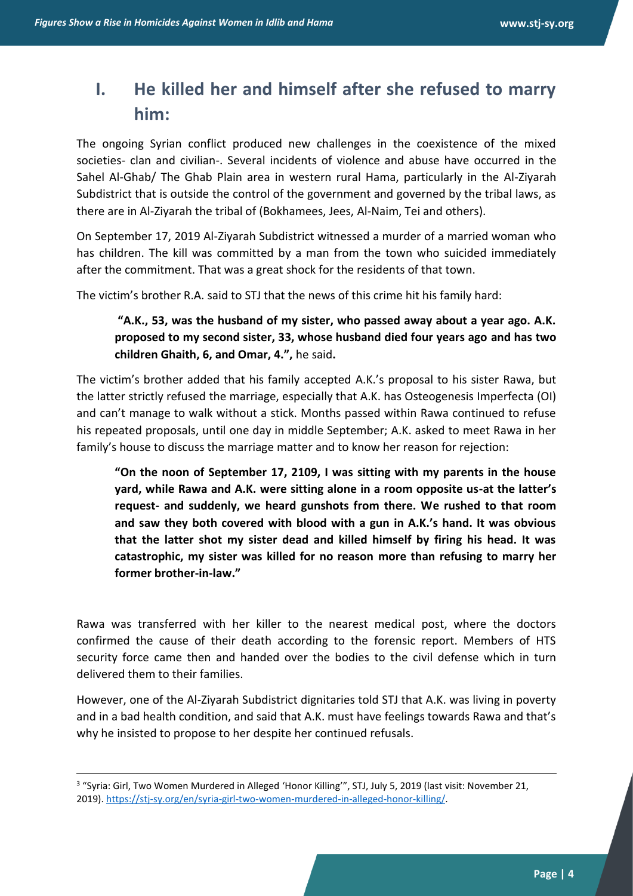## I. He killed her and himself after she refused to marry him:

The ongoing Syrian conflict produced new challenges in the coexistence of the mixed societies- clan and civilian-. Several incidents of violence and abuse have occurred in the Sahel Al-Ghab/ The Ghab Plain area in western rural Hama, particularly in the Al-Ziyarah Subdistrict that is outside the control of the government and governed by the tribal laws, as there are in Al-Ziyarah the tribal of (Bokhamees, Jees, Al-Naim, Tei and others).

On September 17, 2019 Al-Ziyarah Subdistrict witnessed a murder of a married woman who has children. The kill was committed by a man from the town who suicided immediately after the commitment. That was a great shock for the residents of that town.

The victim's brother R.A. said to STJ that the news of this crime hit his family hard:

> **"A.K., 53, was the husband of my sister, who passed away about a year ago. A.K. proposed to my second sister, 33, whose husband died four years ago and has two children Ghaith, 6, and Omar, 4.",** he said**.**

The victim's brother added that his family accepted A.K.'s proposal to his sister Rawa, but the latter strictly refused the marriage, especially that A.K. has Osteogenesis Imperfecta (OI) and can't manage to walk without a stick. Months passed within Rawa continued to refuse his repeated proposals, until one day in middle September; A.K. asked to meet Rawa in her family's house to discuss the marriage matter and to know her reason for rejection:

> **"On the noon of September 17, 2109, I was sitting with my parents in the house yard, while Rawa and A.K. were sitting alone in a room opposite us-at the latter's request- and suddenly, we heard gunshots from there. We rushed to that room and saw they both covered with blood with a gun in A.K.'s hand. It was obvious that the latter shot my sister dead and killed himself by firing his head. It was catastrophic, my sister was killed for no reason more than refusing to marry her former brother-in-law."**

Rawa was transferred with her killer to the nearest medical post, where the doctors confirmed the cause of their death according to the forensic report. Members of HTS security force came then and handed over the bodies to the civil defense which in turn delivered them to their families.

However, one of the Al-Ziyarah Subdistrict dignitaries told STJ that A.K. was living in poverty and in a bad health condition, and said that A.K. must have feelings towards Rawa and that's why he insisted to propose to her despite her continued refusals.

---

[3] "Syria: Girl, Two Women Murdered in Alleged 'Honor Killing'", STJ, July 5, 2019 (last visit: November 21, 2019). https://stj-sy.org/en/syria-girl-two-women-murdered-in-alleged-honor-killing/.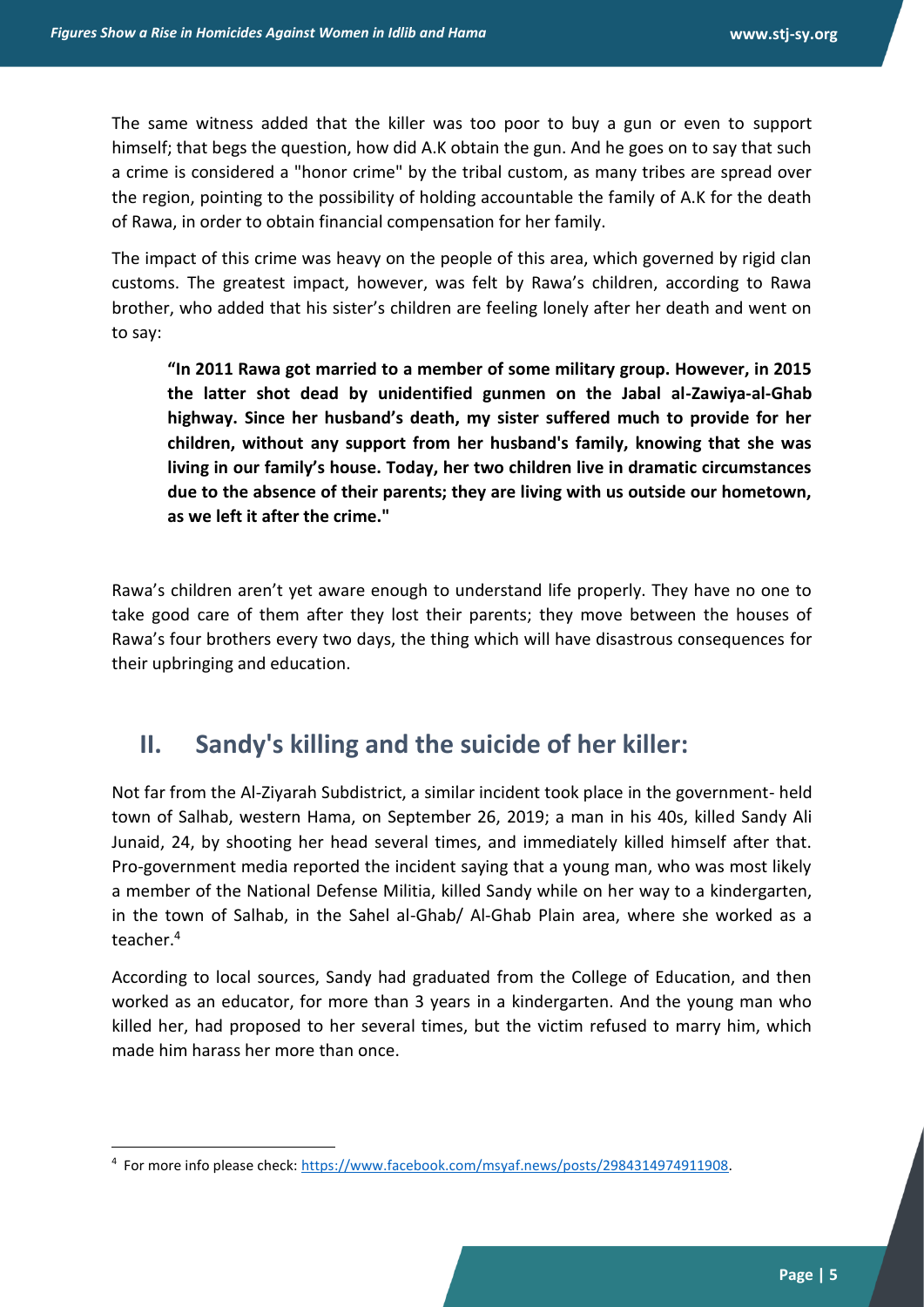The same witness added that the killer was too poor to buy a gun or even to support himself; that begs the question, how did A.K obtain the gun. And he goes on to say that such a crime is considered a "honor crime" by the tribal custom, as many tribes are spread over the region, pointing to the possibility of holding accountable the family of A.K for the death of Rawa, in order to obtain financial compensation for her family.

The impact of this crime was heavy on the people of this area, which governed by rigid clan customs. The greatest impact, however, was felt by Rawa's children, according to Rawa brother, who added that his sister's children are feeling lonely after her death and went on to say:

> **"In 2011 Rawa got married to a member of some military group. However, in 2015 the latter shot dead by unidentified gunmen on the Jabal al-Zawiya-al-Ghab highway. Since her husband's death, my sister suffered much to provide for her children, without any support from her husband's family, knowing that she was living in our family's house. Today, her two children live in dramatic circumstances due to the absence of their parents; they are living with us outside our hometown, as we left it after the crime."**

Rawa's children aren't yet aware enough to understand life properly. They have no one to take good care of them after they lost their parents; they move between the houses of Rawa's four brothers every two days, the thing which will have disastrous consequences for their upbringing and education.

## II. Sandy's killing and the suicide of her killer:

Not far from the Al-Ziyarah Subdistrict, a similar incident took place in the government- held town of Salhab, western Hama, on September 26, 2019; a man in his 40s, killed Sandy Ali Junaid, 24, by shooting her head several times, and immediately killed himself after that. Pro-government media reported the incident saying that a young man, who was most likely a member of the National Defense Militia, killed Sandy while on her way to a kindergarten, in the town of Salhab, in the Sahel al-Ghab/ Al-Ghab Plain area, where she worked as a teacher.[4]

According to local sources, Sandy had graduated from the College of Education, and then worked as an educator, for more than 3 years in a kindergarten. And the young man who killed her, had proposed to her several times, but the victim refused to marry him, which made him harass her more than once.

---

[4] For more info please check: https://www.facebook.com/msyaf.news/posts/2984314974911908.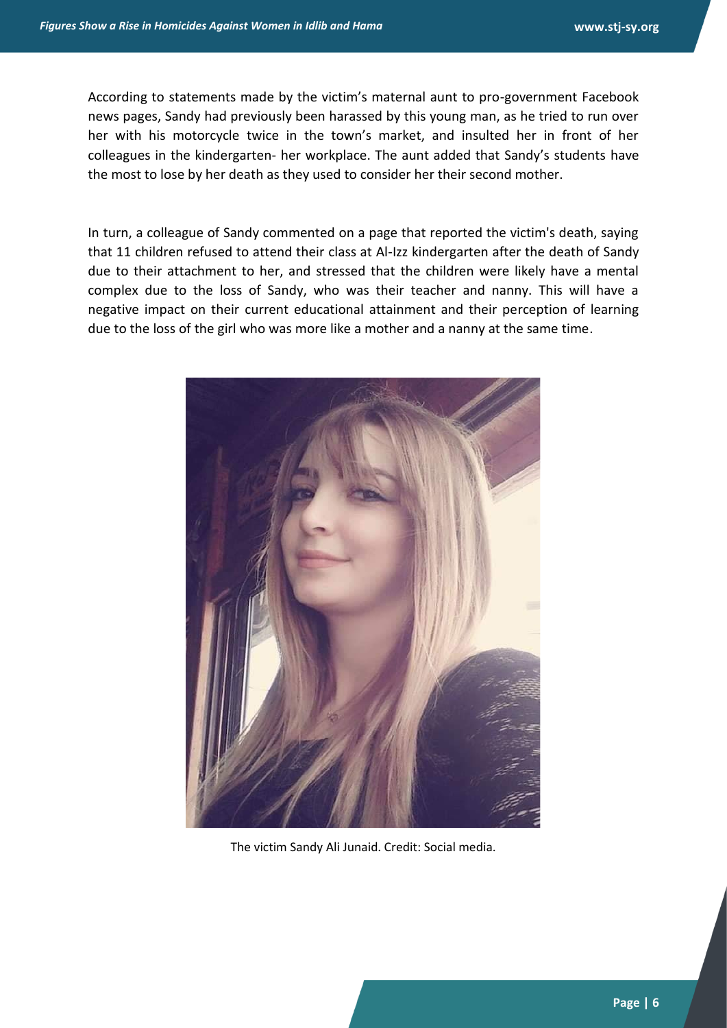According to statements made by the victim's maternal aunt to pro-government Facebook news pages, Sandy had previously been harassed by this young man, as he tried to run over her with his motorcycle twice in the town's market, and insulted her in front of her colleagues in the kindergarten- her workplace. The aunt added that Sandy's students have the most to lose by her death as they used to consider her their second mother.

In turn, a colleague of Sandy commented on a page that reported the victim's death, saying that 11 children refused to attend their class at Al-Izz kindergarten after the death of Sandy due to their attachment to her, and stressed that the children were likely have a mental complex due to the loss of Sandy, who was their teacher and nanny. This will have a negative impact on their current educational attainment and their perception of learning due to the loss of the girl who was more like a mother and a nanny at the same time.

The victim Sandy Ali Junaid. Credit: Social media.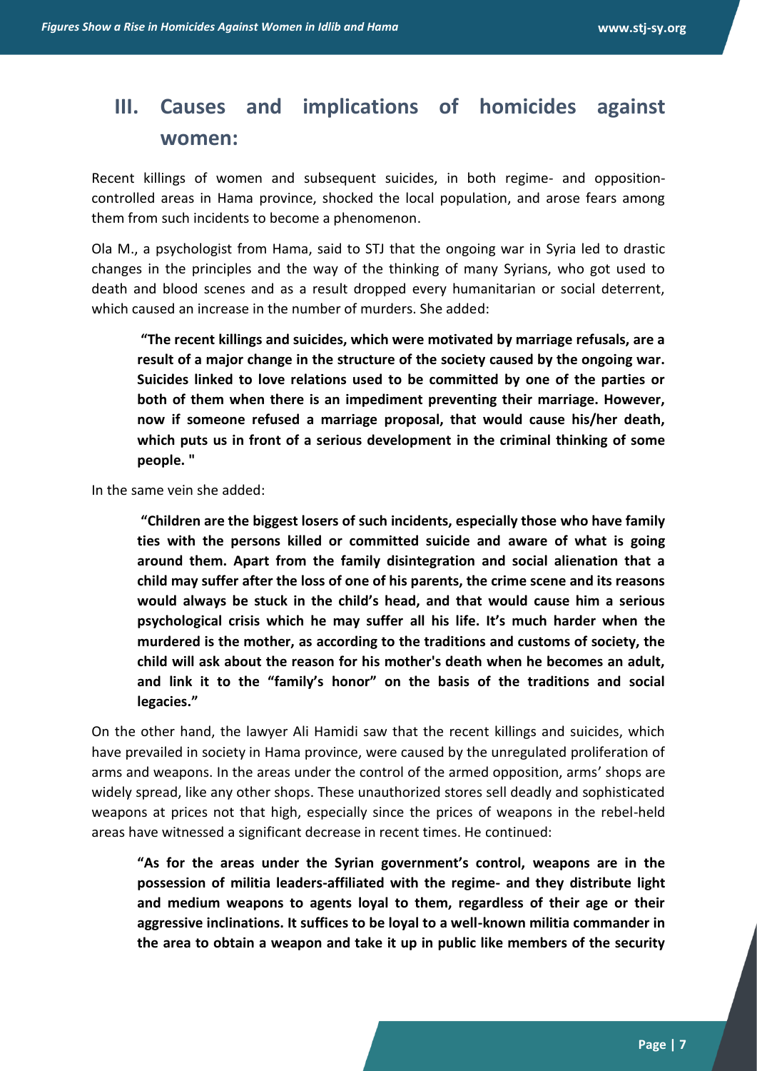## III. Causes and implications of homicides against women:

Recent killings of women and subsequent suicides, in both regime- and opposition-controlled areas in Hama province, shocked the local population, and arose fears among them from such incidents to become a phenomenon.

Ola M., a psychologist from Hama, said to STJ that the ongoing war in Syria led to drastic changes in the principles and the way of the thinking of many Syrians, who got used to death and blood scenes and as a result dropped every humanitarian or social deterrent, which caused an increase in the number of murders. She added:

> **"The recent killings and suicides, which were motivated by marriage refusals, are a result of a major change in the structure of the society caused by the ongoing war. Suicides linked to love relations used to be committed by one of the parties or both of them when there is an impediment preventing their marriage. However, now if someone refused a marriage proposal, that would cause his/her death, which puts us in front of a serious development in the criminal thinking of some people. "**

In the same vein she added:

> **"Children are the biggest losers of such incidents, especially those who have family ties with the persons killed or committed suicide and aware of what is going around them. Apart from the family disintegration and social alienation that a child may suffer after the loss of one of his parents, the crime scene and its reasons would always be stuck in the child's head, and that would cause him a serious psychological crisis which he may suffer all his life. It's much harder when the murdered is the mother, as according to the traditions and customs of society, the child will ask about the reason for his mother's death when he becomes an adult, and link it to the "family's honor" on the basis of the traditions and social legacies."**

On the other hand, the lawyer Ali Hamidi saw that the recent killings and suicides, which have prevailed in society in Hama province, were caused by the unregulated proliferation of arms and weapons. In the areas under the control of the armed opposition, arms' shops are widely spread, like any other shops. These unauthorized stores sell deadly and sophisticated weapons at prices not that high, especially since the prices of weapons in the rebel-held areas have witnessed a significant decrease in recent times. He continued:

> **"As for the areas under the Syrian government's control, weapons are in the possession of militia leaders-affiliated with the regime- and they distribute light and medium weapons to agents loyal to them, regardless of their age or their aggressive inclinations. It suffices to be loyal to a well-known militia commander in the area to obtain a weapon and take it up in public like members of the security**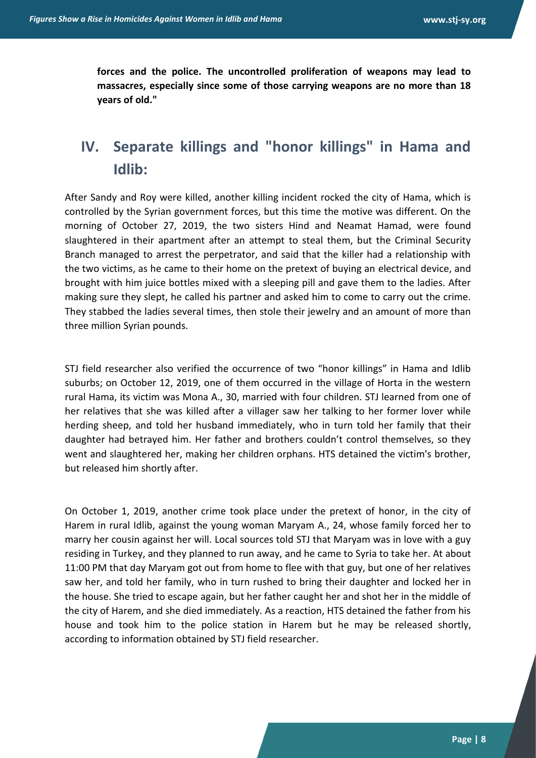**forces and the police. The uncontrolled proliferation of weapons may lead to massacres, especially since some of those carrying weapons are no more than 18 years of old."**

## IV. Separate killings and "honor killings" in Hama and Idlib:

After Sandy and Roy were killed, another killing incident rocked the city of Hama, which is controlled by the Syrian government forces, but this time the motive was different. On the morning of October 27, 2019, the two sisters Hind and Neamat Hamad, were found slaughtered in their apartment after an attempt to steal them, but the Criminal Security Branch managed to arrest the perpetrator, and said that the killer had a relationship with the two victims, as he came to their home on the pretext of buying an electrical device, and brought with him juice bottles mixed with a sleeping pill and gave them to the ladies. After making sure they slept, he called his partner and asked him to come to carry out the crime. They stabbed the ladies several times, then stole their jewelry and an amount of more than three million Syrian pounds.

STJ field researcher also verified the occurrence of two "honor killings" in Hama and Idlib suburbs; on October 12, 2019, one of them occurred in the village of Horta in the western rural Hama, its victim was Mona A., 30, married with four children. STJ learned from one of her relatives that she was killed after a villager saw her talking to her former lover while herding sheep, and told her husband immediately, who in turn told her family that their daughter had betrayed him. Her father and brothers couldn't control themselves, so they went and slaughtered her, making her children orphans. HTS detained the victim's brother, but released him shortly after.

On October 1, 2019, another crime took place under the pretext of honor, in the city of Harem in rural Idlib, against the young woman Maryam A., 24, whose family forced her to marry her cousin against her will. Local sources told STJ that Maryam was in love with a guy residing in Turkey, and they planned to run away, and he came to Syria to take her. At about 11:00 PM that day Maryam got out from home to flee with that guy, but one of her relatives saw her, and told her family, who in turn rushed to bring their daughter and locked her in the house. She tried to escape again, but her father caught her and shot her in the middle of the city of Harem, and she died immediately. As a reaction, HTS detained the father from his house and took him to the police station in Harem but he may be released shortly, according to information obtained by STJ field researcher.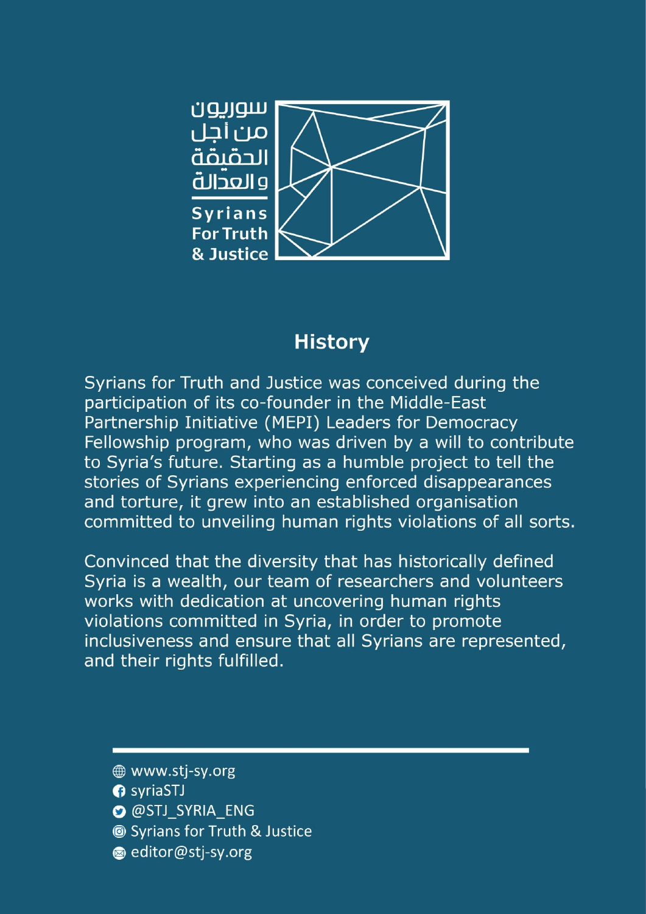سوريون
من أجل
الحقيقة
والعدالة

Syrians
For Truth
& Justice

## History

Syrians for Truth and Justice was conceived during the participation of its co-founder in the Middle-East Partnership Initiative (MEPI) Leaders for Democracy Fellowship program, who was driven by a will to contribute to Syria's future. Starting as a humble project to tell the stories of Syrians experiencing enforced disappearances and torture, it grew into an established organisation committed to unveiling human rights violations of all sorts.

Convinced that the diversity that has historically defined Syria is a wealth, our team of researchers and volunteers works with dedication at uncovering human rights violations committed in Syria, in order to promote inclusiveness and ensure that all Syrians are represented, and their rights fulfilled.

---

- www.stj-sy.org
- syriaSTJ
- @STJ_SYRIA_ENG
- Syrians for Truth & Justice
- editor@stj-sy.org